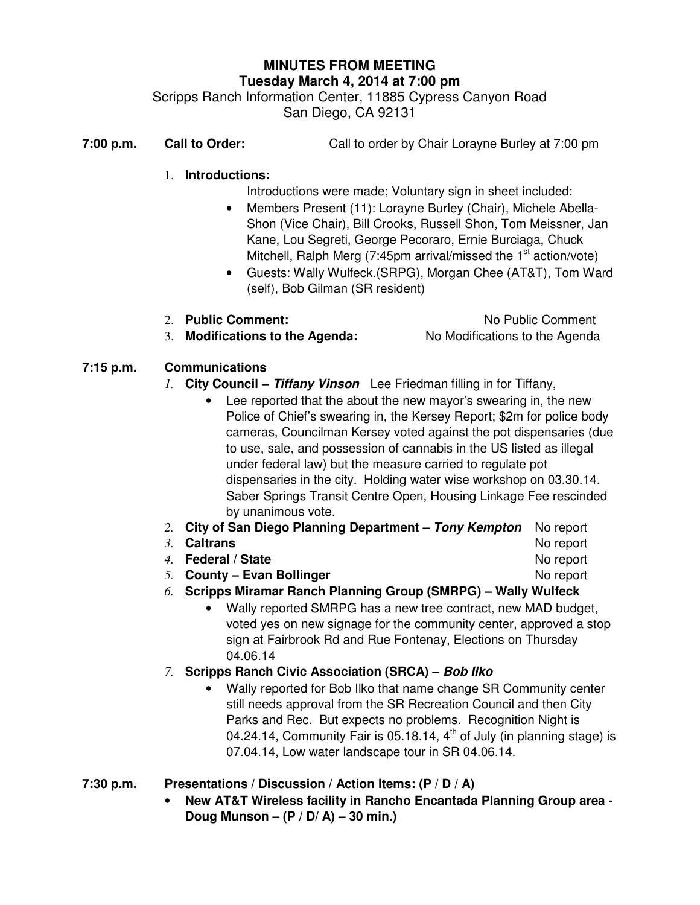# MINUTES FROM MEETING

**Tuesday March 4, 2014 at 7:00 pm**

Scripps Ranch Information Center, 11885 Cypress Canyon Road
San Diego, CA 92131

**7:00 p.m.** **Call to Order:** Call to order by Chair Lorayne Burley at 7:00 pm

1. **Introductions:**
   Introductions were made; Voluntary sign in sheet included:
   - Members Present (11): Lorayne Burley (Chair), Michele Abella-Shon (Vice Chair), Bill Crooks, Russell Shon, Tom Meissner, Jan Kane, Lou Segreti, George Pecoraro, Ernie Burciaga, Chuck Mitchell, Ralph Merg (7:45pm arrival/missed the 1st action/vote)
   - Guests: Wally Wulfeck.(SRPG), Morgan Chee (AT&T), Tom Ward (self), Bob Gilman (SR resident)

2. **Public Comment:** No Public Comment
3. **Modifications to the Agenda:** No Modifications to the Agenda

**7:15 p.m.** **Communications**

1. **City Council – *Tiffany Vinson*** Lee Friedman filling in for Tiffany,
   - Lee reported that the about the new mayor's swearing in, the new Police of Chief's swearing in, the Kersey Report; $2m for police body cameras, Councilman Kersey voted against the pot dispensaries (due to use, sale, and possession of cannabis in the US listed as illegal under federal law) but the measure carried to regulate pot dispensaries in the city. Holding water wise workshop on 03.30.14. Saber Springs Transit Centre Open, Housing Linkage Fee rescinded by unanimous vote.
2. **City of San Diego Planning Department – *Tony Kempton*** No report
3. **Caltrans** No report
4. **Federal / State** No report
5. **County – Evan Bollinger** No report
6. **Scripps Miramar Ranch Planning Group (SMRPG) – Wally Wulfeck**
   - Wally reported SMRPG has a new tree contract, new MAD budget, voted yes on new signage for the community center, approved a stop sign at Fairbrook Rd and Rue Fontenay, Elections on Thursday 04.06.14
7. **Scripps Ranch Civic Association (SRCA) – *Bob Ilko***
   - Wally reported for Bob Ilko that name change SR Community center still needs approval from the SR Recreation Council and then City Parks and Rec. But expects no problems. Recognition Night is 04.24.14, Community Fair is 05.18.14, 4th of July (in planning stage) is 07.04.14, Low water landscape tour in SR 04.06.14.

**7:30 p.m.** **Presentations / Discussion / Action Items: (P / D / A)**

- **New AT&T Wireless facility in Rancho Encantada Planning Group area - Doug Munson – (P / D/ A) – 30 min.)**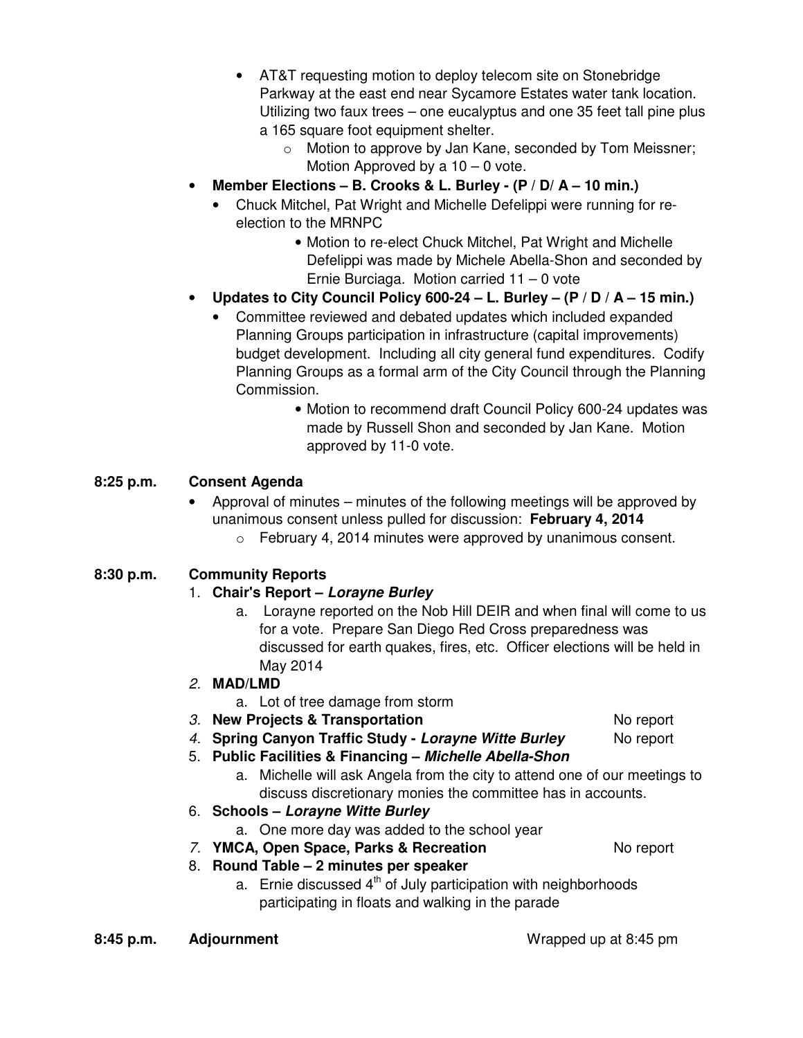- AT&T requesting motion to deploy telecom site on Stonebridge Parkway at the east end near Sycamore Estates water tank location. Utilizing two faux trees – one eucalyptus and one 35 feet tall pine plus a 165 square foot equipment shelter.
  - Motion to approve by Jan Kane, seconded by Tom Meissner; Motion Approved by a 10 – 0 vote.
- **Member Elections – B. Crooks & L. Burley - (P / D/ A – 10 min.)**
  - Chuck Mitchel, Pat Wright and Michelle Defelippi were running for re-election to the MRNPC
    - Motion to re-elect Chuck Mitchel, Pat Wright and Michelle Defelippi was made by Michele Abella-Shon and seconded by Ernie Burciaga. Motion carried 11 – 0 vote
- **Updates to City Council Policy 600-24 – L. Burley – (P / D / A – 15 min.)**
  - Committee reviewed and debated updates which included expanded Planning Groups participation in infrastructure (capital improvements) budget development. Including all city general fund expenditures. Codify Planning Groups as a formal arm of the City Council through the Planning Commission.
    - Motion to recommend draft Council Policy 600-24 updates was made by Russell Shon and seconded by Jan Kane. Motion approved by 11-0 vote.

**8:25 p.m.** **Consent Agenda**

- Approval of minutes – minutes of the following meetings will be approved by unanimous consent unless pulled for discussion: **February 4, 2014**
  - February 4, 2014 minutes were approved by unanimous consent.

**8:30 p.m.** **Community Reports**

1. **Chair's Report – *Lorayne Burley***
   a. Lorayne reported on the Nob Hill DEIR and when final will come to us for a vote. Prepare San Diego Red Cross preparedness was discussed for earth quakes, fires, etc. Officer elections will be held in May 2014
2. **MAD/LMD**
   a. Lot of tree damage from storm
3. **New Projects & Transportation** — No report
4. **Spring Canyon Traffic Study - *Lorayne Witte Burley*** — No report
5. **Public Facilities & Financing – *Michelle Abella-Shon***
   a. Michelle will ask Angela from the city to attend one of our meetings to discuss discretionary monies the committee has in accounts.
6. **Schools – *Lorayne Witte Burley***
   a. One more day was added to the school year
7. **YMCA, Open Space, Parks & Recreation** — No report
8. **Round Table – 2 minutes per speaker**
   a. Ernie discussed 4th of July participation with neighborhoods participating in floats and walking in the parade

**8:45 p.m.** **Adjournment** — Wrapped up at 8:45 pm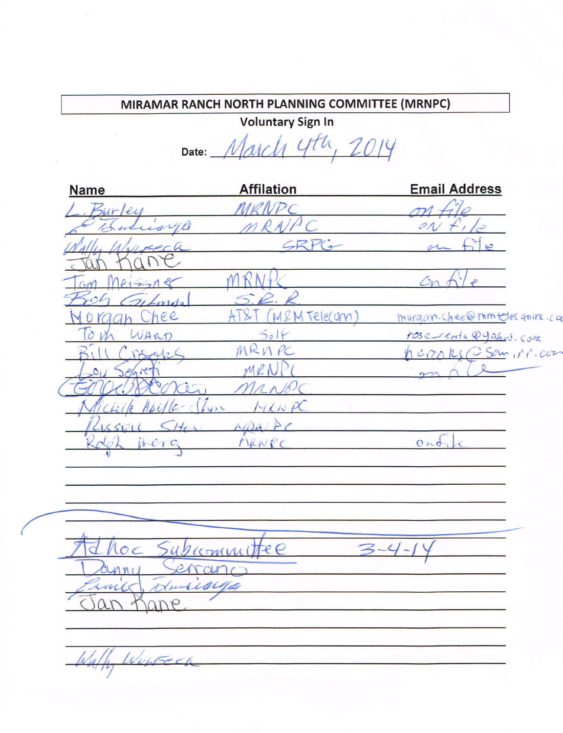MIRAMAR RANCH NORTH PLANNING COMMITTEE (MRNPC)

Voluntary Sign In

Date: March 4th, 2014

| Name | Affilation | Email Address |
| --- | --- | --- |
| L. Burley | MRNPC | on file |
| E. Bandiaya | MRNPC | on file |
| Wally Wharecka | SRPG | on file |
| Jan Kane | | |
| Tom Meissner | MRNPC | on file |
| Bob Gilmore | S.R.R. | |
| Morgan Chee | AT&T (M&M Telecom) | morgan.chee@mmtelecominc.com |
| Tom Ward | Self | rose-rents@yahoo.com |
| Bill Crooks | MRNPC | bcrooks@san.rr.com |
| Lou Segreti | MRNPC | on file |
| Gary Tacon | MRNPC | |
| Michelle Abella-Shon | MRNPC | |
| Russell Shon | MRNPC | |
| Ralph Iverg | MRNPC | on file |

Adhoc Subcommittee 3-4-14

Danny Serrano

Eunice Bandiaya

Jan Kane

Wally Wharecka